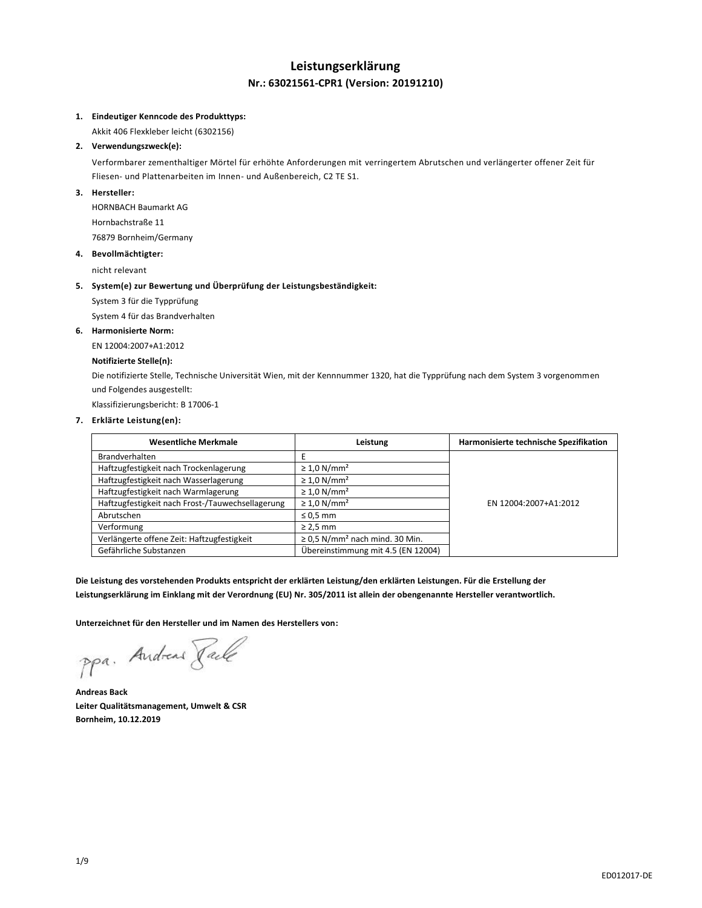# Leistungserklärung

## Nr.: 63021561-CPR1 (Version: 20191210)

**1. Eindeutiger Kenncode des Produkttyps:**

Akkit 406 Flexkleber leicht (6302156)

**2. Verwendungszweck(e):**

Verformbarer zementhaltiger Mörtel für erhöhte Anforderungen mit verringertem Abrutschen und verlängerter offener Zeit für Fliesen- und Plattenarbeiten im Innen- und Außenbereich, C2 TE S1.

**3. Hersteller:**

HORNBACH Baumarkt AG
Hornbachstraße 11
76879 Bornheim/Germany

**4. Bevollmächtigter:**

nicht relevant

**5. System(e) zur Bewertung und Überprüfung der Leistungsbeständigkeit:**

System 3 für die Typprüfung
System 4 für das Brandverhalten

**6. Harmonisierte Norm:**

EN 12004:2007+A1:2012

**Notifizierte Stelle(n):**

Die notifizierte Stelle, Technische Universität Wien, mit der Kennnummer 1320, hat die Typprüfung nach dem System 3 vorgenommen und Folgendes ausgestellt:

Klassifizierungsbericht: B 17006-1

**7. Erklärte Leistung(en):**

| Wesentliche Merkmale | Leistung | Harmonisierte technische Spezifikation |
|---|---|---|
| Brandverhalten | E | EN 12004:2007+A1:2012 |
| Haftzugfestigkeit nach Trockenlagerung | ≥ 1,0 N/mm² | |
| Haftzugfestigkeit nach Wasserlagerung | ≥ 1,0 N/mm² | |
| Haftzugfestigkeit nach Warmlagerung | ≥ 1,0 N/mm² | |
| Haftzugfestigkeit nach Frost-/Tauwechsellagerung | ≥ 1,0 N/mm² | |
| Abrutschen | ≤ 0,5 mm | |
| Verformung | ≥ 2,5 mm | |
| Verlängerte offene Zeit: Haftzugfestigkeit | ≥ 0,5 N/mm² nach mind. 30 Min. | |
| Gefährliche Substanzen | Übereinstimmung mit 4.5 (EN 12004) | |

**Die Leistung des vorstehenden Produkts entspricht der erklärten Leistung/den erklärten Leistungen. Für die Erstellung der Leistungserklärung im Einklang mit der Verordnung (EU) Nr. 305/2011 ist allein der obengenannte Hersteller verantwortlich.**

**Unterzeichnet für den Hersteller und im Namen des Herstellers von:**

ppa. Andreas Back

**Andreas Back**
**Leiter Qualitätsmanagement, Umwelt & CSR**
**Bornheim, 10.12.2019**

ED012017-DE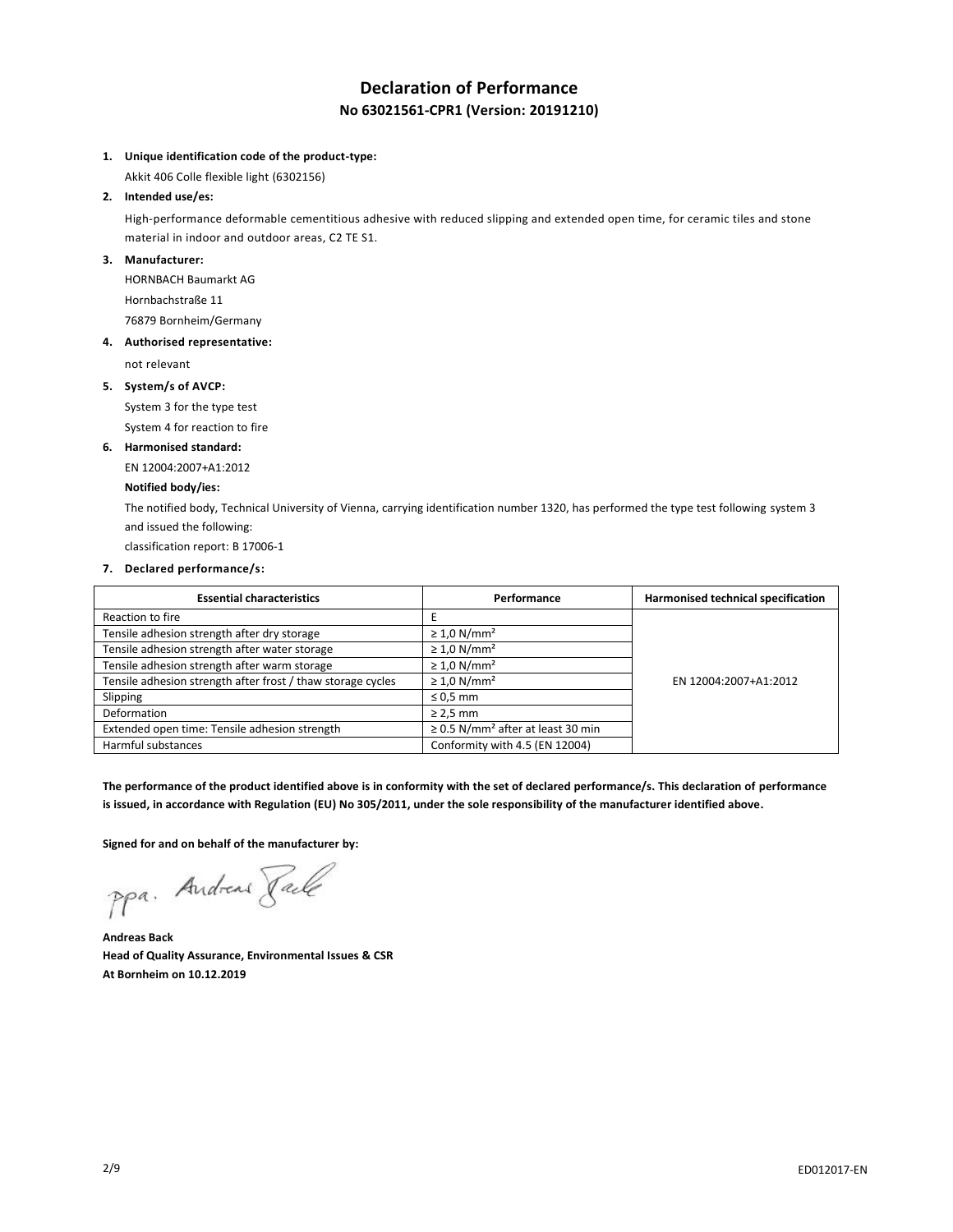# Declaration of Performance

## No 63021561-CPR1 (Version: 20191210)

1. **Unique identification code of the product-type:**

   Akkit 406 Colle flexible light (6302156)

2. **Intended use/es:**

   High-performance deformable cementitious adhesive with reduced slipping and extended open time, for ceramic tiles and stone material in indoor and outdoor areas, C2 TE S1.

3. **Manufacturer:**

   HORNBACH Baumarkt AG
   Hornbachstraße 11
   76879 Bornheim/Germany

4. **Authorised representative:**

   not relevant

5. **System/s of AVCP:**

   System 3 for the type test
   System 4 for reaction to fire

6. **Harmonised standard:**

   EN 12004:2007+A1:2012

   **Notified body/ies:**

   The notified body, Technical University of Vienna, carrying identification number 1320, has performed the type test following system 3 and issued the following:
   classification report: B 17006-1

7. **Declared performance/s:**

| Essential characteristics | Performance | Harmonised technical specification |
|---|---|---|
| Reaction to fire | E | EN 12004:2007+A1:2012 |
| Tensile adhesion strength after dry storage | ≥ 1,0 N/mm² | |
| Tensile adhesion strength after water storage | ≥ 1,0 N/mm² | |
| Tensile adhesion strength after warm storage | ≥ 1,0 N/mm² | |
| Tensile adhesion strength after frost / thaw storage cycles | ≥ 1,0 N/mm² | |
| Slipping | ≤ 0,5 mm | |
| Deformation | ≥ 2,5 mm | |
| Extended open time: Tensile adhesion strength | ≥ 0.5 N/mm² after at least 30 min | |
| Harmful substances | Conformity with 4.5 (EN 12004) | |

**The performance of the product identified above is in conformity with the set of declared performance/s. This declaration of performance is issued, in accordance with Regulation (EU) No 305/2011, under the sole responsibility of the manufacturer identified above.**

**Signed for and on behalf of the manufacturer by:**

ppa. Andreas Back

**Andreas Back**
**Head of Quality Assurance, Environmental Issues & CSR**
**At Bornheim on 10.12.2019**

ED012017-EN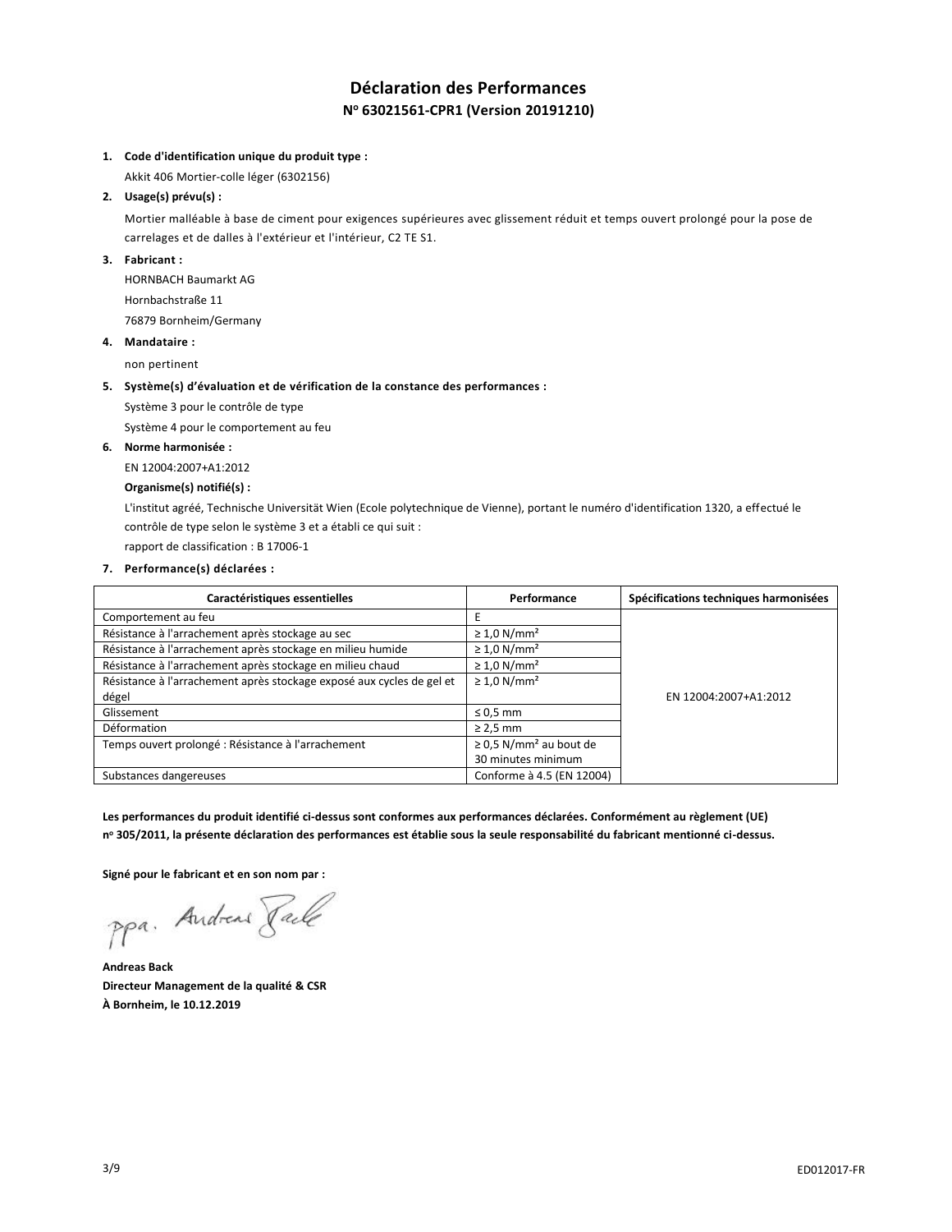# Déclaration des Performances

## N° 63021561-CPR1 (Version 20191210)

1. **Code d'identification unique du produit type :**

   Akkit 406 Mortier-colle léger (6302156)

2. **Usage(s) prévu(s) :**

   Mortier malléable à base de ciment pour exigences supérieures avec glissement réduit et temps ouvert prolongé pour la pose de carrelages et de dalles à l'extérieur et l'intérieur, C2 TE S1.

3. **Fabricant :**

   HORNBACH Baumarkt AG
   Hornbachstraße 11
   76879 Bornheim/Germany

4. **Mandataire :**

   non pertinent

5. **Système(s) d'évaluation et de vérification de la constance des performances :**

   Système 3 pour le contrôle de type
   Système 4 pour le comportement au feu

6. **Norme harmonisée :**

   EN 12004:2007+A1:2012

   **Organisme(s) notifié(s) :**

   L'institut agréé, Technische Universität Wien (Ecole polytechnique de Vienne), portant le numéro d'identification 1320, a effectué le contrôle de type selon le système 3 et a établi ce qui suit :
   rapport de classification : B 17006-1

7. **Performance(s) déclarées :**

| Caractéristiques essentielles | Performance | Spécifications techniques harmonisées |
|---|---|---|
| Comportement au feu | E | EN 12004:2007+A1:2012 |
| Résistance à l'arrachement après stockage au sec | ≥ 1,0 N/mm² | |
| Résistance à l'arrachement après stockage en milieu humide | ≥ 1,0 N/mm² | |
| Résistance à l'arrachement après stockage en milieu chaud | ≥ 1,0 N/mm² | |
| Résistance à l'arrachement après stockage exposé aux cycles de gel et dégel | ≥ 1,0 N/mm² | |
| Glissement | ≤ 0,5 mm | |
| Déformation | ≥ 2,5 mm | |
| Temps ouvert prolongé : Résistance à l'arrachement | ≥ 0,5 N/mm² au bout de 30 minutes minimum | |
| Substances dangereuses | Conforme à 4.5 (EN 12004) | |

**Les performances du produit identifié ci-dessus sont conformes aux performances déclarées. Conformément au règlement (UE) n° 305/2011, la présente déclaration des performances est établie sous la seule responsabilité du fabricant mentionné ci-dessus.**

**Signé pour le fabricant et en son nom par :**

ppa. Andreas Back

**Andreas Back**
**Directeur Management de la qualité & CSR**
**À Bornheim, le 10.12.2019**

ED012017-FR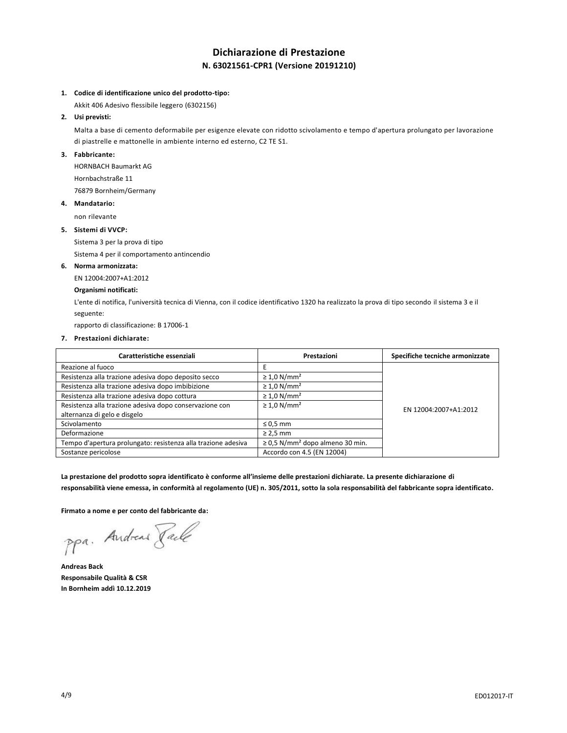# Dichiarazione di Prestazione

## N. 63021561-CPR1 (Versione 20191210)

1. **Codice di identificazione unico del prodotto-tipo:**

   Akkit 406 Adesivo flessibile leggero (6302156)

2. **Usi previsti:**

   Malta a base di cemento deformabile per esigenze elevate con ridotto scivolamento e tempo d'apertura prolungato per lavorazione di piastrelle e mattonelle in ambiente interno ed esterno, C2 TE S1.

3. **Fabbricante:**

   HORNBACH Baumarkt AG

   Hornbachstraße 11

   76879 Bornheim/Germany

4. **Mandatario:**

   non rilevante

5. **Sistemi di VVCP:**

   Sistema 3 per la prova di tipo

   Sistema 4 per il comportamento antincendio

6. **Norma armonizzata:**

   EN 12004:2007+A1:2012

   **Organismi notificati:**

   L'ente di notifica, l'università tecnica di Vienna, con il codice identificativo 1320 ha realizzato la prova di tipo secondo il sistema 3 e il seguente:

   rapporto di classificazione: B 17006-1

7. **Prestazioni dichiarate:**

| Caratteristiche essenziali | Prestazioni | Specifiche tecniche armonizzate |
|---|---|---|
| Reazione al fuoco | E | EN 12004:2007+A1:2012 |
| Resistenza alla trazione adesiva dopo deposito secco | ≥ 1,0 N/mm² | |
| Resistenza alla trazione adesiva dopo imbibizione | ≥ 1,0 N/mm² | |
| Resistenza alla trazione adesiva dopo cottura | ≥ 1,0 N/mm² | |
| Resistenza alla trazione adesiva dopo conservazione con alternanza di gelo e disgelo | ≥ 1,0 N/mm² | |
| Scivolamento | ≤ 0,5 mm | |
| Deformazione | ≥ 2,5 mm | |
| Tempo d'apertura prolungato: resistenza alla trazione adesiva | ≥ 0,5 N/mm² dopo almeno 30 min. | |
| Sostanze pericolose | Accordo con 4.5 (EN 12004) | |

**La prestazione del prodotto sopra identificato è conforme all'insieme delle prestazioni dichiarate. La presente dichiarazione di responsabilità viene emessa, in conformità al regolamento (UE) n. 305/2011, sotto la sola responsabilità del fabbricante sopra identificato.**

**Firmato a nome e per conto del fabbricante da:**

ppa. Andreas Back

**Andreas Back**
**Responsabile Qualità & CSR**
**In Bornheim addì 10.12.2019**

ED012017-IT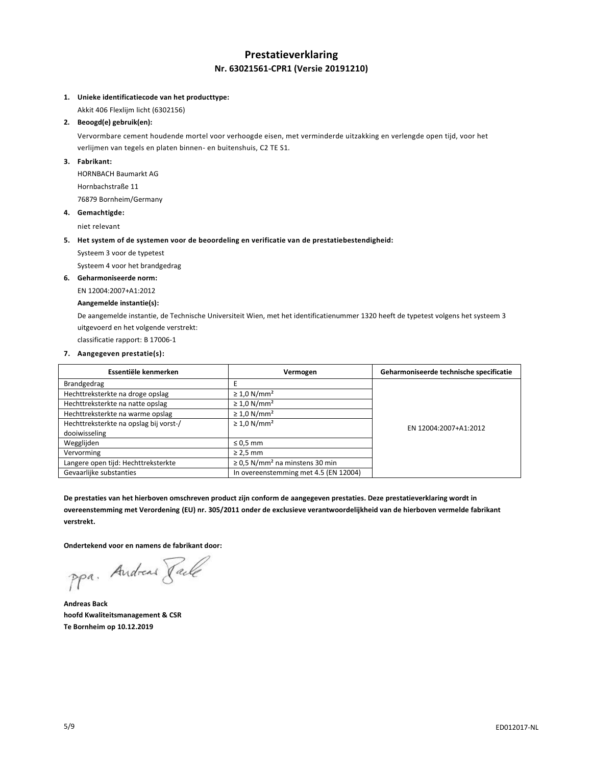# Prestatieverklaring

## Nr. 63021561-CPR1 (Versie 20191210)

1. **Unieke identificatiecode van het producttype:**

   Akkit 406 Flexlijm licht (6302156)

2. **Beoogd(e) gebruik(en):**

   Vervormbare cement houdende mortel voor verhoogde eisen, met verminderde uitzakking en verlengde open tijd, voor het verlijmen van tegels en platen binnen- en buitenshuis, C2 TE S1.

3. **Fabrikant:**

   HORNBACH Baumarkt AG
   Hornbachstraße 11
   76879 Bornheim/Germany

4. **Gemachtigde:**

   niet relevant

5. **Het system of de systemen voor de beoordeling en verificatie van de prestatiebestendigheid:**

   Systeem 3 voor de typetest
   Systeem 4 voor het brandgedrag

6. **Geharmoniseerde norm:**

   EN 12004:2007+A1:2012

   **Aangemelde instantie(s):**

   De aangemelde instantie, de Technische Universiteit Wien, met het identificatienummer 1320 heeft de typetest volgens het systeem 3 uitgevoerd en het volgende verstrekt:
   classificatie rapport: B 17006-1

7. **Aangegeven prestatie(s):**

| Essentiële kenmerken | Vermogen | Geharmoniseerde technische specificatie |
|---|---|---|
| Brandgedrag | E | EN 12004:2007+A1:2012 |
| Hechttreksterkte na droge opslag | ≥ 1,0 N/mm² | |
| Hechttreksterkte na natte opslag | ≥ 1,0 N/mm² | |
| Hechttreksterkte na warme opslag | ≥ 1,0 N/mm² | |
| Hechttreksterkte na opslag bij vorst-/dooiwisseling | ≥ 1,0 N/mm² | |
| Wegglijden | ≤ 0,5 mm | |
| Vervorming | ≥ 2,5 mm | |
| Langere open tijd: Hechttreksterkte | ≥ 0,5 N/mm² na minstens 30 min | |
| Gevaarlijke substanties | In overeenstemming met 4.5 (EN 12004) | |

**De prestaties van het hierboven omschreven product zijn conform de aangegeven prestaties. Deze prestatieverklaring wordt in overeenstemming met Verordening (EU) nr. 305/2011 onder de exclusieve verantwoordelijkheid van de hierboven vermelde fabrikant verstrekt.**

**Ondertekend voor en namens de fabrikant door:**

ppa. Andreas Back

**Andreas Back**
**hoofd Kwaliteitsmanagement & CSR**
**Te Bornheim op 10.12.2019**

ED012017-NL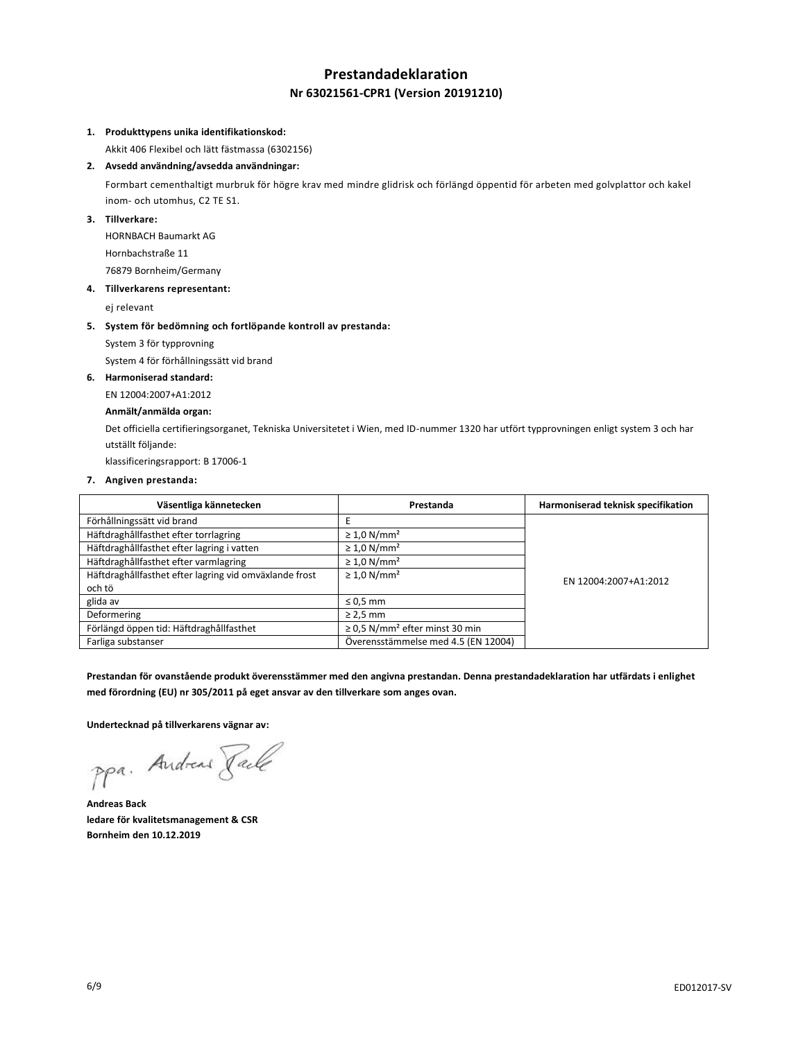# Prestandadeklaration

## Nr 63021561-CPR1 (Version 20191210)

1. **Produkttypens unika identifikationskod:**

   Akkit 406 Flexibel och lätt fästmassa (6302156)

2. **Avsedd användning/avsedda användningar:**

   Formbart cementhaltigt murbruk för högre krav med mindre glidrisk och förlängd öppentid för arbeten med golvplattor och kakel inom- och utomhus, C2 TE S1.

3. **Tillverkare:**

   HORNBACH Baumarkt AG

   Hornbachstraße 11

   76879 Bornheim/Germany

4. **Tillverkarens representant:**

   ej relevant

5. **System för bedömning och fortlöpande kontroll av prestanda:**

   System 3 för typprovning

   System 4 för förhållningssätt vid brand

6. **Harmoniserad standard:**

   EN 12004:2007+A1:2012

   **Anmält/anmälda organ:**

   Det officiella certifieringsorganet, Tekniska Universitetet i Wien, med ID-nummer 1320 har utfört typprovningen enligt system 3 och har utställt följande:

   klassificeringsrapport: B 17006-1

7. **Angiven prestanda:**

| Väsentliga kännetecken | Prestanda | Harmoniserad teknisk specifikation |
|---|---|---|
| Förhållningssätt vid brand | E | EN 12004:2007+A1:2012 |
| Häftdraghållfasthet efter torrlagring | ≥ 1,0 N/mm² | |
| Häftdraghållfasthet efter lagring i vatten | ≥ 1,0 N/mm² | |
| Häftdraghållfasthet efter varmlagring | ≥ 1,0 N/mm² | |
| Häftdraghållfasthet efter lagring vid omväxlande frost och tö | ≥ 1,0 N/mm² | |
| glida av | ≤ 0,5 mm | |
| Deformering | ≥ 2,5 mm | |
| Förlängd öppen tid: Häftdraghållfasthet | ≥ 0,5 N/mm² efter minst 30 min | |
| Farliga substanser | Överensstämmelse med 4.5 (EN 12004) | |

**Prestandan för ovanstående produkt överensstämmer med den angivna prestandan. Denna prestandadeklaration har utfärdats i enlighet med förordning (EU) nr 305/2011 på eget ansvar av den tillverkare som anges ovan.**

**Undertecknad på tillverkarens vägnar av:**

ppa. Andreas Back

**Andreas Back**
**ledare för kvalitetsmanagement & CSR**
**Bornheim den 10.12.2019**

ED012017-SV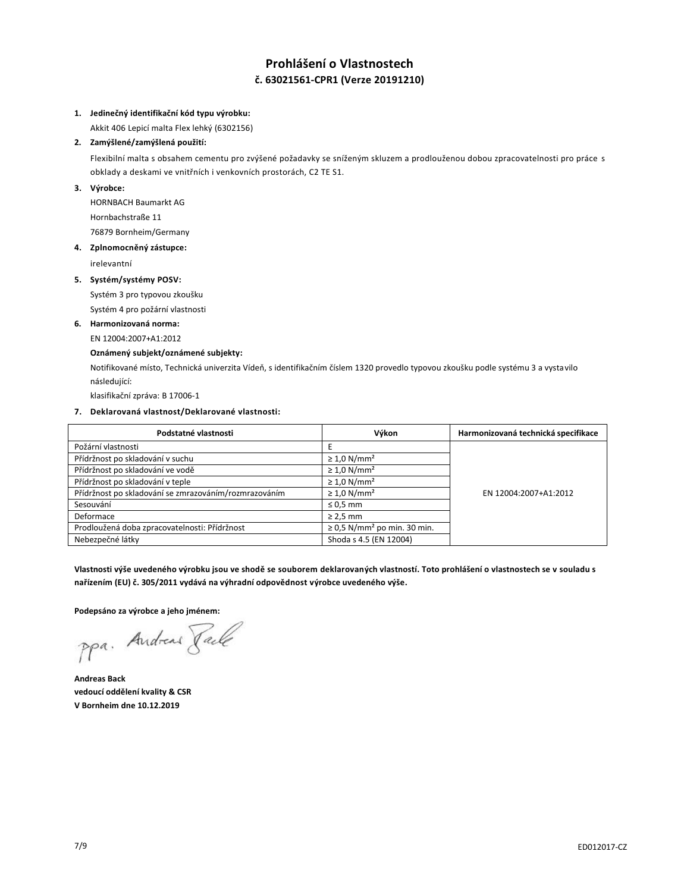# Prohlášení o Vlastnostech

## č. 63021561-CPR1 (Verze 20191210)

1. **Jedinečný identifikační kód typu výrobku:**

   Akkit 406 Lepicí malta Flex lehký (6302156)

2. **Zamýšlené/zamýšlená použití:**

   Flexibilní malta s obsahem cementu pro zvýšené požadavky se sníženým skluzem a prodlouženou dobou zpracovatelnosti pro práce s obklady a deskami ve vnitřních i venkovních prostorách, C2 TE S1.

3. **Výrobce:**

   HORNBACH Baumarkt AG
   Hornbachstraße 11
   76879 Bornheim/Germany

4. **Zplnomocněný zástupce:**

   irelevantní

5. **Systém/systémy POSV:**

   Systém 3 pro typovou zkoušku
   Systém 4 pro požární vlastnosti

6. **Harmonizovaná norma:**

   EN 12004:2007+A1:2012

   **Oznámený subjekt/oznámené subjekty:**

   Notifikované místo, Technická univerzita Vídeň, s identifikačním číslem 1320 provedlo typovou zkoušku podle systému 3 a vystavilo následující:

   klasifikační zpráva: B 17006-1

7. **Deklarovaná vlastnost/Deklarované vlastnosti:**

| Podstatné vlastnosti | Výkon | Harmonizovaná technická specifikace |
|---|---|---|
| Požární vlastnosti | E | EN 12004:2007+A1:2012 |
| Přídržnost po skladování v suchu | ≥ 1,0 N/mm² | |
| Přídržnost po skladování ve vodě | ≥ 1,0 N/mm² | |
| Přídržnost po skladování v teple | ≥ 1,0 N/mm² | |
| Přídržnost po skladování se zmrazováním/rozmrazováním | ≥ 1,0 N/mm² | |
| Sesouvání | ≤ 0,5 mm | |
| Deformace | ≥ 2,5 mm | |
| Prodloužená doba zpracovatelnosti: Přídržnost | ≥ 0,5 N/mm² po min. 30 min. | |
| Nebezpečné látky | Shoda s 4.5 (EN 12004) | |

**Vlastnosti výše uvedeného výrobku jsou ve shodě se souborem deklarovaných vlastností. Toto prohlášení o vlastnostech se v souladu s nařízením (EU) č. 305/2011 vydává na výhradní odpovědnost výrobce uvedeného výše.**

**Podepsáno za výrobce a jeho jménem:**

ppa. Andreas Back

**Andreas Back**
**vedoucí oddělení kvality & CSR**
**V Bornheim dne 10.12.2019**

ED012017-CZ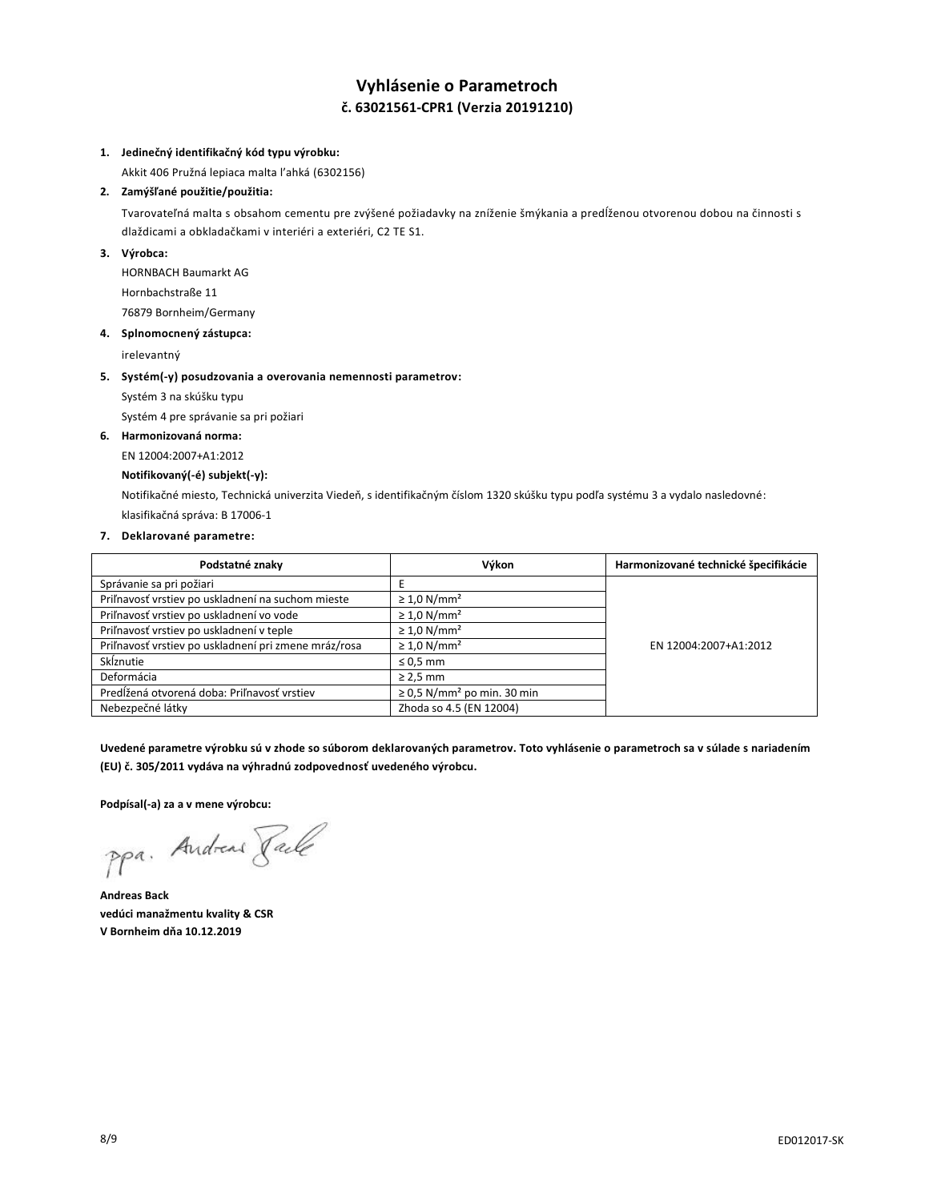# Vyhlásenie o Parametroch
## č. 63021561-CPR1 (Verzia 20191210)

1. **Jedinečný identifikačný kód typu výrobku:**

   Akkit 406 Pružná lepiaca malta ľahká (6302156)

2. **Zamýšľané použitie/použitia:**

   Tvarovateľná malta s obsahom cementu pre zvýšené požiadavky na zníženie šmýkania a predĺženou otvorenou dobou na činnosti s dlaždicami a obkladačkami v interiéri a exteriéri, C2 TE S1.

3. **Výrobca:**

   HORNBACH Baumarkt AG
   Hornbachstraße 11
   76879 Bornheim/Germany

4. **Splnomocnený zástupca:**

   irelevantný

5. **Systém(-y) posudzovania a overovania nemennosti parametrov:**

   Systém 3 na skúšku typu
   Systém 4 pre správanie sa pri požiari

6. **Harmonizovaná norma:**

   EN 12004:2007+A1:2012

   **Notifikovaný(-é) subjekt(-y):**

   Notifikačné miesto, Technická univerzita Viedeň, s identifikačným číslom 1320 skúšku typu podľa systému 3 a vydalo nasledovné: klasifikačná správa: B 17006-1

7. **Deklarované parametre:**

| Podstatné znaky | Výkon | Harmonizované technické špecifikácie |
|---|---|---|
| Správanie sa pri požiari | E | EN 12004:2007+A1:2012 |
| Priľnavosť vrstiev po uskladnení na suchom mieste | ≥ 1,0 N/mm² | |
| Priľnavosť vrstiev po uskladnení vo vode | ≥ 1,0 N/mm² | |
| Priľnavosť vrstiev po uskladnení v teple | ≥ 1,0 N/mm² | |
| Priľnavosť vrstiev po uskladnení pri zmene mráz/rosa | ≥ 1,0 N/mm² | |
| Sklznutie | ≤ 0,5 mm | |
| Deformácia | ≥ 2,5 mm | |
| Predĺžená otvorená doba: Priľnavosť vrstiev | ≥ 0,5 N/mm² po min. 30 min | |
| Nebezpečné látky | Zhoda so 4.5 (EN 12004) | |

**Uvedené parametre výrobku sú v zhode so súborom deklarovaných parametrov. Toto vyhlásenie o parametroch sa v súlade s nariadením (EU) č. 305/2011 vydáva na výhradnú zodpovednosť uvedeného výrobcu.**

**Podpísal(-a) za a v mene výrobcu:**

ppa. Andreas Back

**Andreas Back**
**vedúci manažmentu kvality & CSR**
**V Bornheim dňa 10.12.2019**

ED012017-SK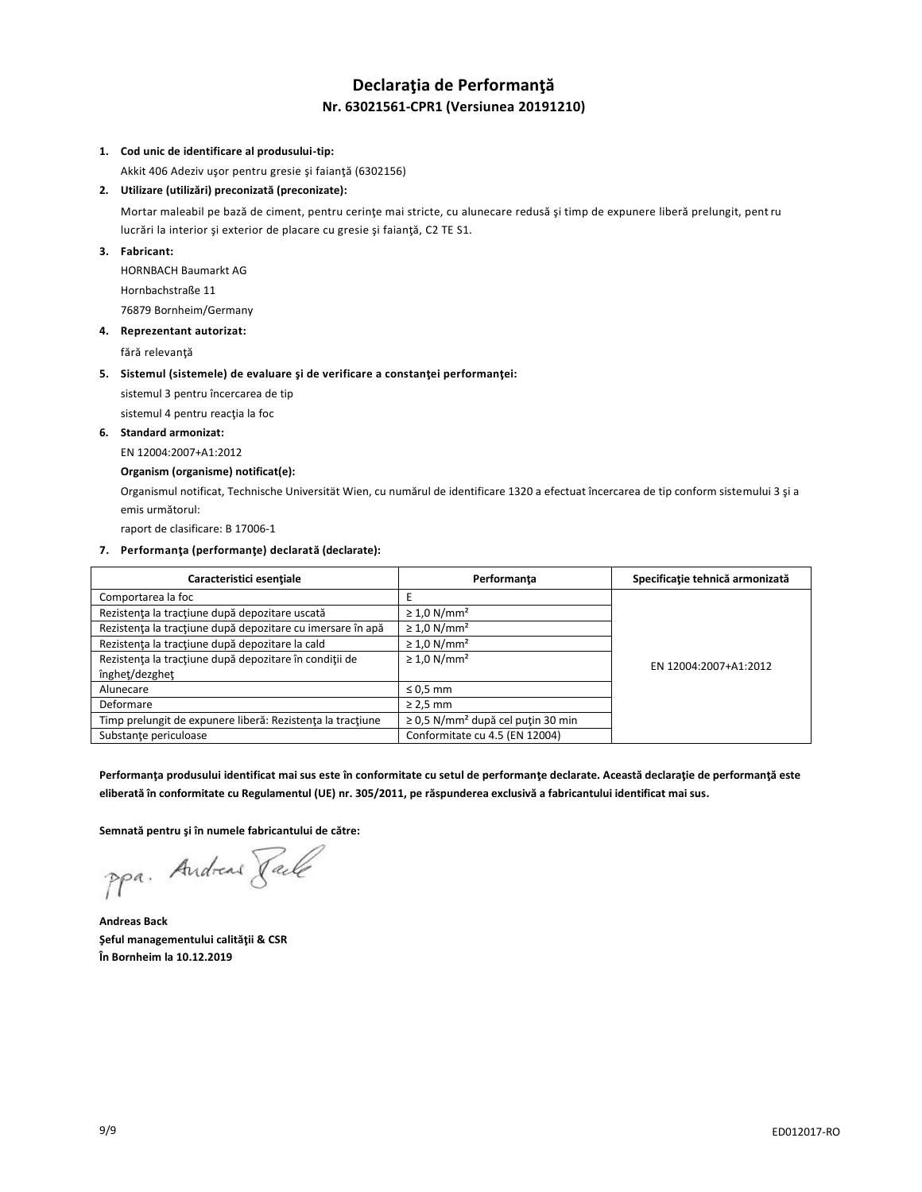# Declaraţia de Performanţă

## Nr. 63021561-CPR1 (Versiunea 20191210)

1. **Cod unic de identificare al produsului-tip:**

   Akkit 406 Adeziv uşor pentru gresie şi faianţă (6302156)

2. **Utilizare (utilizări) preconizată (preconizate):**

   Mortar maleabil pe bază de ciment, pentru cerinţe mai stricte, cu alunecare redusă şi timp de expunere liberă prelungit, pentru lucrări la interior şi exterior de placare cu gresie şi faianţă, C2 TE S1.

3. **Fabricant:**

   HORNBACH Baumarkt AG

   Hornbachstraße 11

   76879 Bornheim/Germany

4. **Reprezentant autorizat:**

   fără relevanţă

5. **Sistemul (sistemele) de evaluare şi de verificare a constanţei performanţei:**

   sistemul 3 pentru încercarea de tip

   sistemul 4 pentru reacţia la foc

6. **Standard armonizat:**

   EN 12004:2007+A1:2012

   **Organism (organisme) notificat(e):**

   Organismul notificat, Technische Universität Wien, cu numărul de identificare 1320 a efectuat încercarea de tip conform sistemului 3 şi a emis următorul:

   raport de clasificare: B 17006-1

7. **Performanţa (performanţe) declarată (declarate):**

| Caracteristici esenţiale | Performanţa | Specificaţie tehnică armonizată |
|---|---|---|
| Comportarea la foc | E | EN 12004:2007+A1:2012 |
| Rezistenţa la tracţiune după depozitare uscată | ≥ 1,0 N/mm² | |
| Rezistenţa la tracţiune după depozitare cu imersare în apă | ≥ 1,0 N/mm² | |
| Rezistenţa la tracţiune după depozitare la cald | ≥ 1,0 N/mm² | |
| Rezistenţa la tracţiune după depozitare în condiţii de îngheţ/dezgheţ | ≥ 1,0 N/mm² | |
| Alunecare | ≤ 0,5 mm | |
| Deformare | ≥ 2,5 mm | |
| Timp prelungit de expunere liberă: Rezistenţa la tracţiune | ≥ 0,5 N/mm² după cel puţin 30 min | |
| Substanţe periculoase | Conformitate cu 4.5 (EN 12004) | |

**Performanţa produsului identificat mai sus este în conformitate cu setul de performanţe declarate. Această declaraţie de performanţă este eliberată în conformitate cu Regulamentul (UE) nr. 305/2011, pe răspunderea exclusivă a fabricantului identificat mai sus.**

**Semnată pentru şi în numele fabricantului de către:**

ppa. Andreas Back

**Andreas Back**
**Şeful managementului calităţii & CSR**
**În Bornheim la 10.12.2019**

ED012017-RO